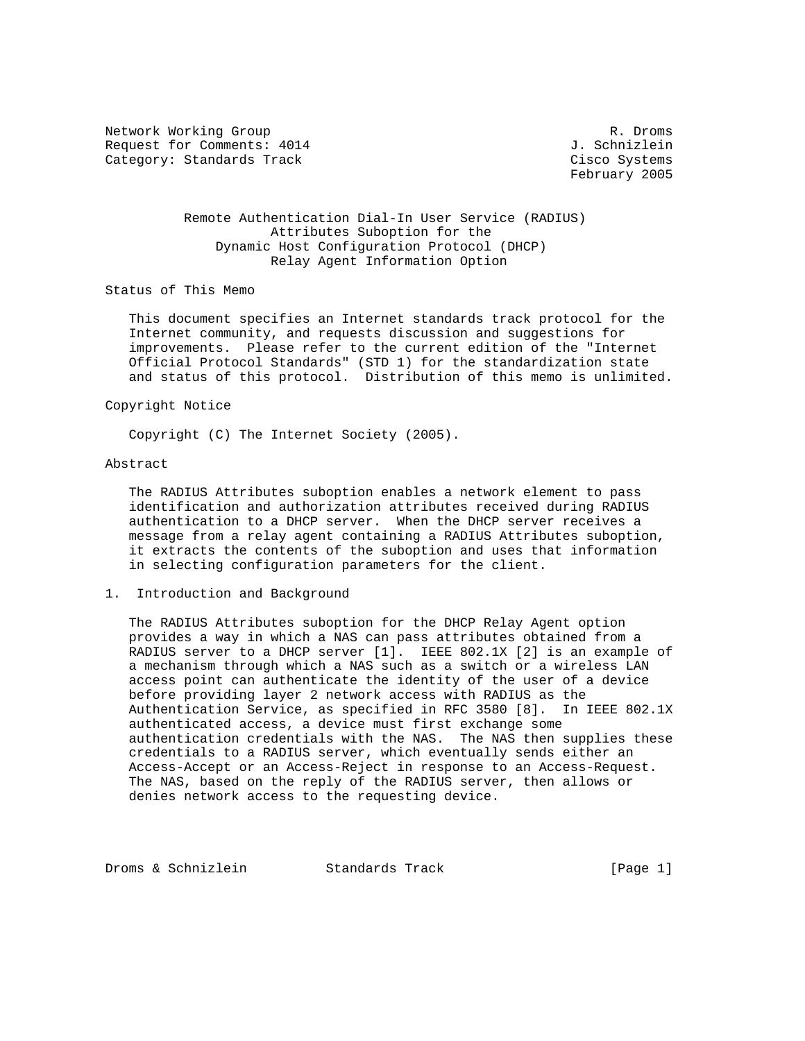Network Working Group R. Droms
Request for Comments: 4014 J. Schnizlein
Category: Standards Track Cisco Systems
February 2005

# Remote Authentication Dial-In User Service (RADIUS) Attributes Suboption for the Dynamic Host Configuration Protocol (DHCP) Relay Agent Information Option

## Status of This Memo

This document specifies an Internet standards track protocol for the Internet community, and requests discussion and suggestions for improvements. Please refer to the current edition of the "Internet Official Protocol Standards" (STD 1) for the standardization state and status of this protocol. Distribution of this memo is unlimited.

## Copyright Notice

Copyright (C) The Internet Society (2005).

## Abstract

The RADIUS Attributes suboption enables a network element to pass identification and authorization attributes received during RADIUS authentication to a DHCP server. When the DHCP server receives a message from a relay agent containing a RADIUS Attributes suboption, it extracts the contents of the suboption and uses that information in selecting configuration parameters for the client.

## 1. Introduction and Background

The RADIUS Attributes suboption for the DHCP Relay Agent option provides a way in which a NAS can pass attributes obtained from a RADIUS server to a DHCP server [1]. IEEE 802.1X [2] is an example of a mechanism through which a NAS such as a switch or a wireless LAN access point can authenticate the identity of the user of a device before providing layer 2 network access with RADIUS as the Authentication Service, as specified in RFC 3580 [8]. In IEEE 802.1X authenticated access, a device must first exchange some authentication credentials with the NAS. The NAS then supplies these credentials to a RADIUS server, which eventually sends either an Access-Accept or an Access-Reject in response to an Access-Request. The NAS, based on the reply of the RADIUS server, then allows or denies network access to the requesting device.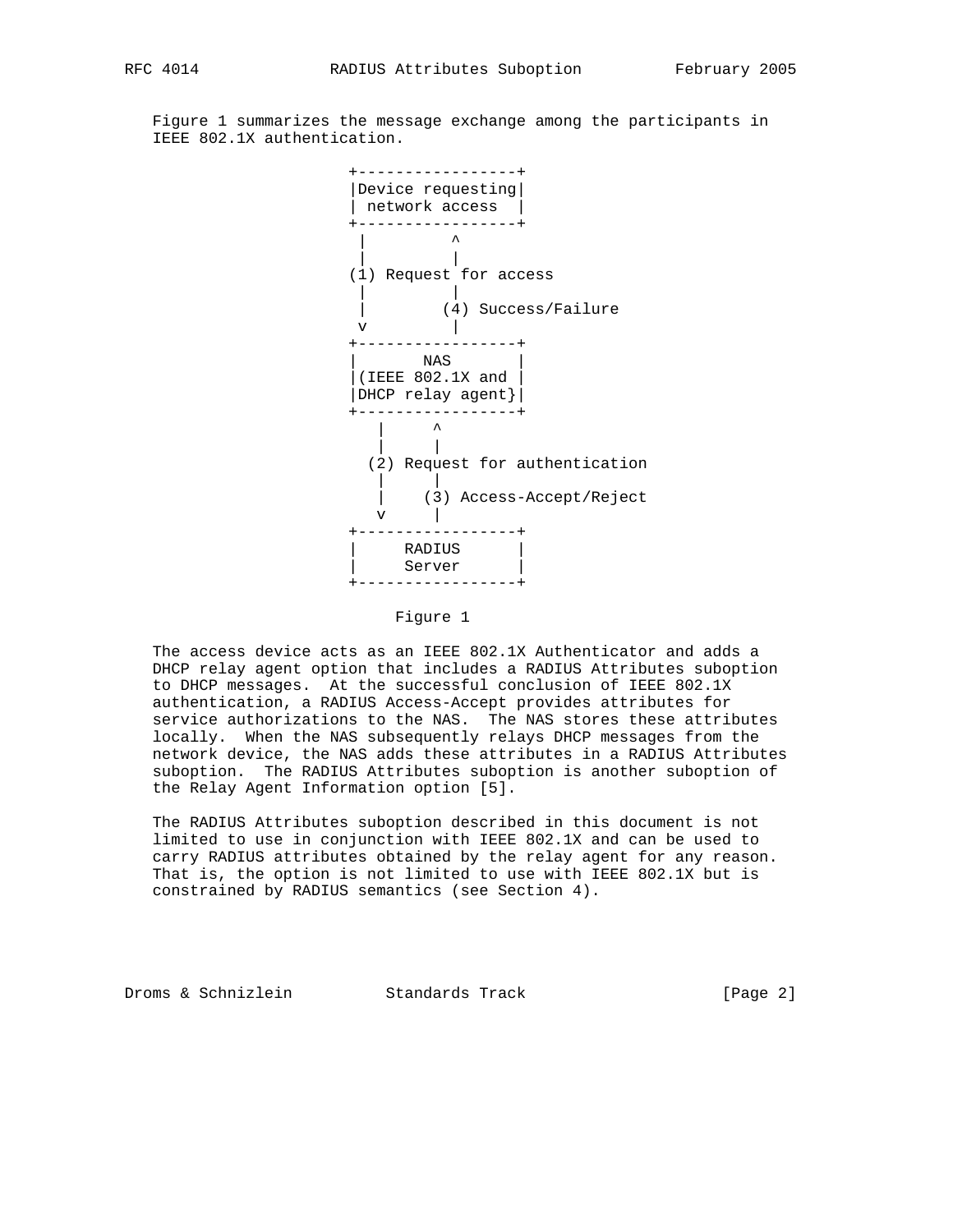Figure 1 summarizes the message exchange among the participants in IEEE 802.1X authentication.

```
                   +-----------------+
                   |Device requesting|
                   | network access  |
                   +-----------------+
                    |         ^
                    |         |
                   (1) Request for access
                    |         |
                    |        (4) Success/Failure
                    v         |
                   +-----------------+
                   |       NAS       |
                   |(IEEE 802.1X and |
                   |DHCP relay agent}|
                   +-----------------+
                      |     ^
                      |     |
                     (2) Request for authentication
                      |     |
                      |    (3) Access-Accept/Reject
                      v     |
                   +-----------------+
                   |     RADIUS      |
                   |     Server      |
                   +-----------------+
```

Figure 1

The access device acts as an IEEE 802.1X Authenticator and adds a DHCP relay agent option that includes a RADIUS Attributes suboption to DHCP messages. At the successful conclusion of IEEE 802.1X authentication, a RADIUS Access-Accept provides attributes for service authorizations to the NAS. The NAS stores these attributes locally. When the NAS subsequently relays DHCP messages from the network device, the NAS adds these attributes in a RADIUS Attributes suboption. The RADIUS Attributes suboption is another suboption of the Relay Agent Information option [5].

The RADIUS Attributes suboption described in this document is not limited to use in conjunction with IEEE 802.1X and can be used to carry RADIUS attributes obtained by the relay agent for any reason. That is, the option is not limited to use with IEEE 802.1X but is constrained by RADIUS semantics (see Section 4).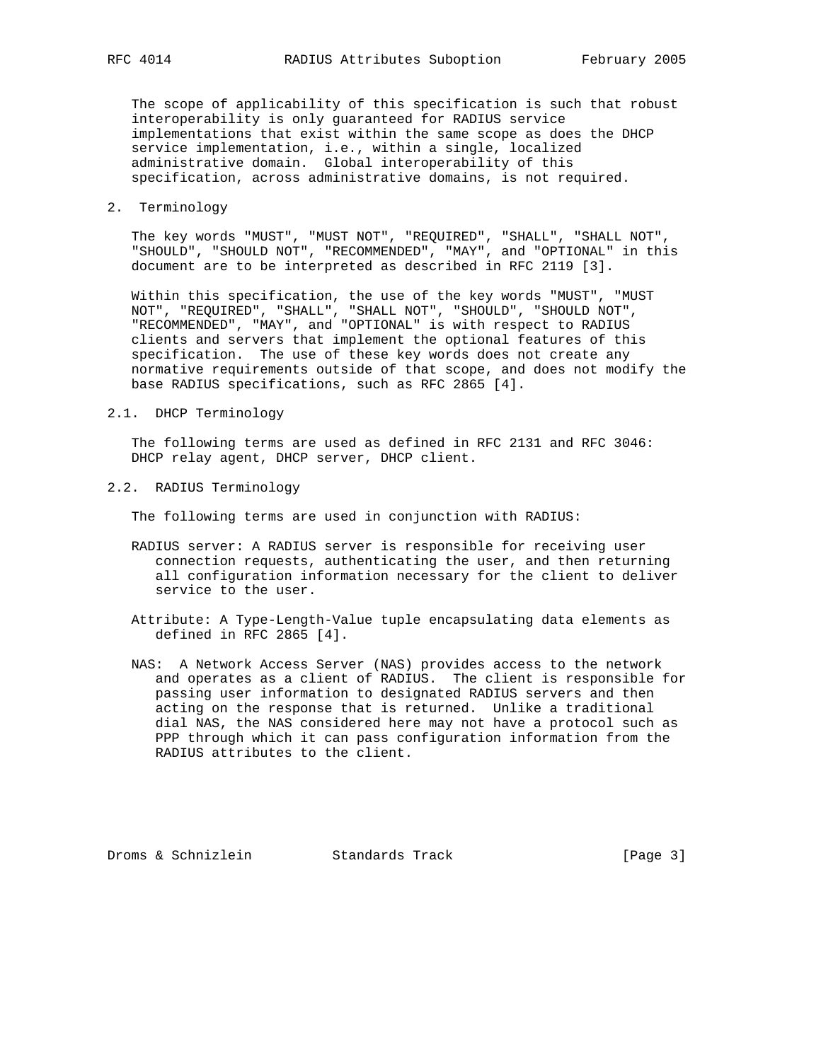The scope of applicability of this specification is such that robust interoperability is only guaranteed for RADIUS service implementations that exist within the same scope as does the DHCP service implementation, i.e., within a single, localized administrative domain. Global interoperability of this specification, across administrative domains, is not required.

## 2. Terminology

The key words "MUST", "MUST NOT", "REQUIRED", "SHALL", "SHALL NOT", "SHOULD", "SHOULD NOT", "RECOMMENDED", "MAY", and "OPTIONAL" in this document are to be interpreted as described in RFC 2119 [3].

Within this specification, the use of the key words "MUST", "MUST NOT", "REQUIRED", "SHALL", "SHALL NOT", "SHOULD", "SHOULD NOT", "RECOMMENDED", "MAY", and "OPTIONAL" is with respect to RADIUS clients and servers that implement the optional features of this specification. The use of these key words does not create any normative requirements outside of that scope, and does not modify the base RADIUS specifications, such as RFC 2865 [4].

### 2.1. DHCP Terminology

The following terms are used as defined in RFC 2131 and RFC 3046: DHCP relay agent, DHCP server, DHCP client.

### 2.2. RADIUS Terminology

The following terms are used in conjunction with RADIUS:

RADIUS server: A RADIUS server is responsible for receiving user connection requests, authenticating the user, and then returning all configuration information necessary for the client to deliver service to the user.

Attribute: A Type-Length-Value tuple encapsulating data elements as defined in RFC 2865 [4].

NAS: A Network Access Server (NAS) provides access to the network and operates as a client of RADIUS. The client is responsible for passing user information to designated RADIUS servers and then acting on the response that is returned. Unlike a traditional dial NAS, the NAS considered here may not have a protocol such as PPP through which it can pass configuration information from the RADIUS attributes to the client.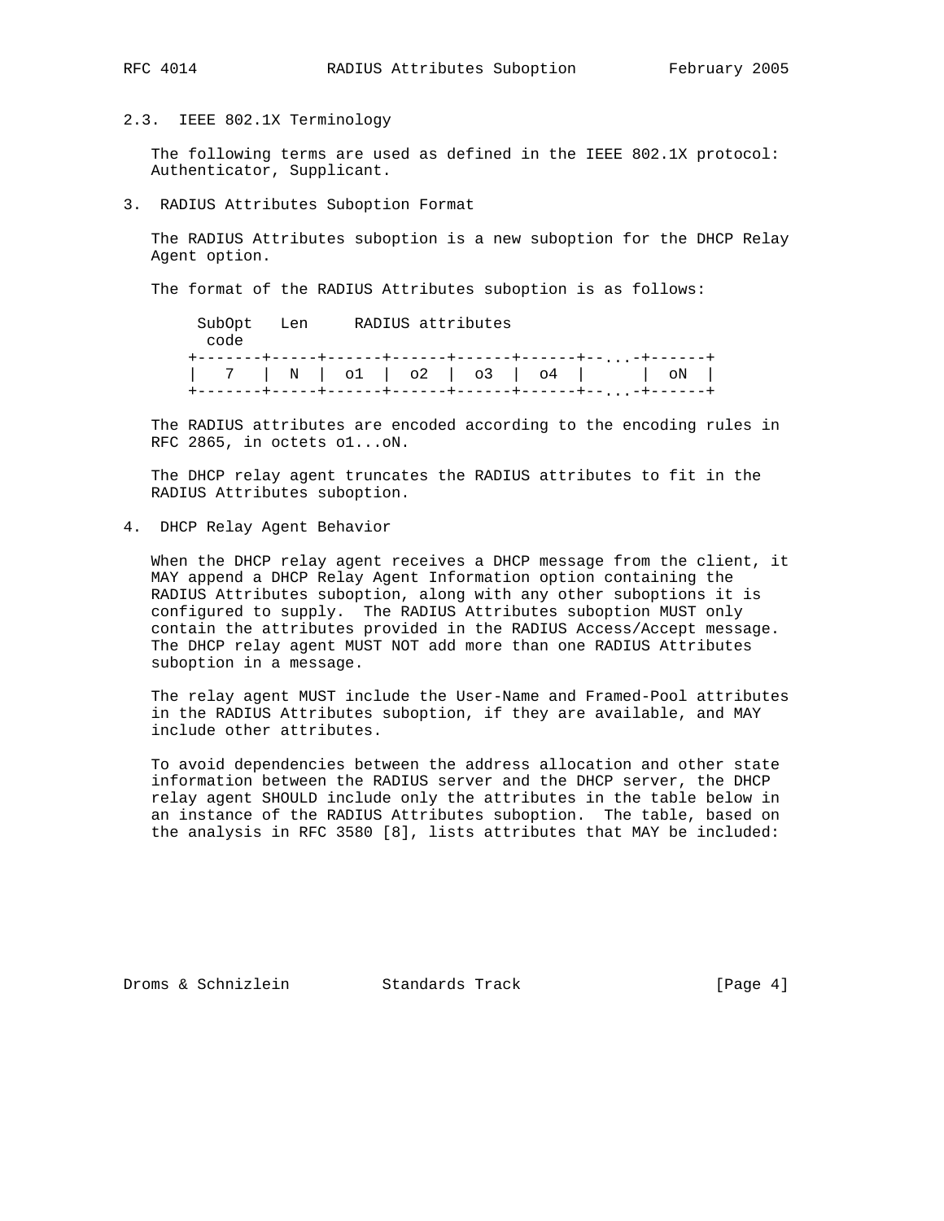### 2.3. IEEE 802.1X Terminology

The following terms are used as defined in the IEEE 802.1X protocol: Authenticator, Supplicant.

## 3. RADIUS Attributes Suboption Format

The RADIUS Attributes suboption is a new suboption for the DHCP Relay Agent option.

The format of the RADIUS Attributes suboption is as follows:

```
 SubOpt   Len     RADIUS attributes
  code
+-------+-----+------+------+------+------+--...-+------+
|   7   |  N  |  o1  |  o2  |  o3  |  o4  |      |  oN  |
+-------+-----+------+------+------+------+--...-+------+
```

The RADIUS attributes are encoded according to the encoding rules in RFC 2865, in octets o1...oN.

The DHCP relay agent truncates the RADIUS attributes to fit in the RADIUS Attributes suboption.

## 4. DHCP Relay Agent Behavior

When the DHCP relay agent receives a DHCP message from the client, it MAY append a DHCP Relay Agent Information option containing the RADIUS Attributes suboption, along with any other suboptions it is configured to supply. The RADIUS Attributes suboption MUST only contain the attributes provided in the RADIUS Access/Accept message. The DHCP relay agent MUST NOT add more than one RADIUS Attributes suboption in a message.

The relay agent MUST include the User-Name and Framed-Pool attributes in the RADIUS Attributes suboption, if they are available, and MAY include other attributes.

To avoid dependencies between the address allocation and other state information between the RADIUS server and the DHCP server, the DHCP relay agent SHOULD include only the attributes in the table below in an instance of the RADIUS Attributes suboption. The table, based on the analysis in RFC 3580 [8], lists attributes that MAY be included: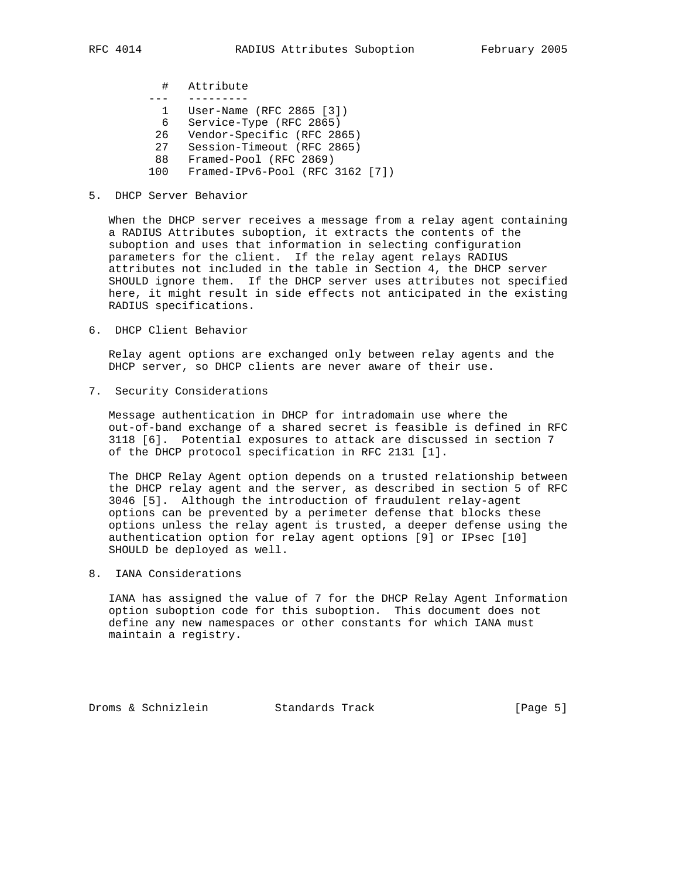| # | Attribute |
|---|---|
| 1 | User-Name (RFC 2865 [3]) |
| 6 | Service-Type (RFC 2865) |
| 26 | Vendor-Specific (RFC 2865) |
| 27 | Session-Timeout (RFC 2865) |
| 88 | Framed-Pool (RFC 2869) |
| 100 | Framed-IPv6-Pool (RFC 3162 [7]) |

## 5. DHCP Server Behavior

When the DHCP server receives a message from a relay agent containing a RADIUS Attributes suboption, it extracts the contents of the suboption and uses that information in selecting configuration parameters for the client. If the relay agent relays RADIUS attributes not included in the table in Section 4, the DHCP server SHOULD ignore them. If the DHCP server uses attributes not specified here, it might result in side effects not anticipated in the existing RADIUS specifications.

## 6. DHCP Client Behavior

Relay agent options are exchanged only between relay agents and the DHCP server, so DHCP clients are never aware of their use.

## 7. Security Considerations

Message authentication in DHCP for intradomain use where the out-of-band exchange of a shared secret is feasible is defined in RFC 3118 [6]. Potential exposures to attack are discussed in section 7 of the DHCP protocol specification in RFC 2131 [1].

The DHCP Relay Agent option depends on a trusted relationship between the DHCP relay agent and the server, as described in section 5 of RFC 3046 [5]. Although the introduction of fraudulent relay-agent options can be prevented by a perimeter defense that blocks these options unless the relay agent is trusted, a deeper defense using the authentication option for relay agent options [9] or IPsec [10] SHOULD be deployed as well.

## 8. IANA Considerations

IANA has assigned the value of 7 for the DHCP Relay Agent Information option suboption code for this suboption. This document does not define any new namespaces or other constants for which IANA must maintain a registry.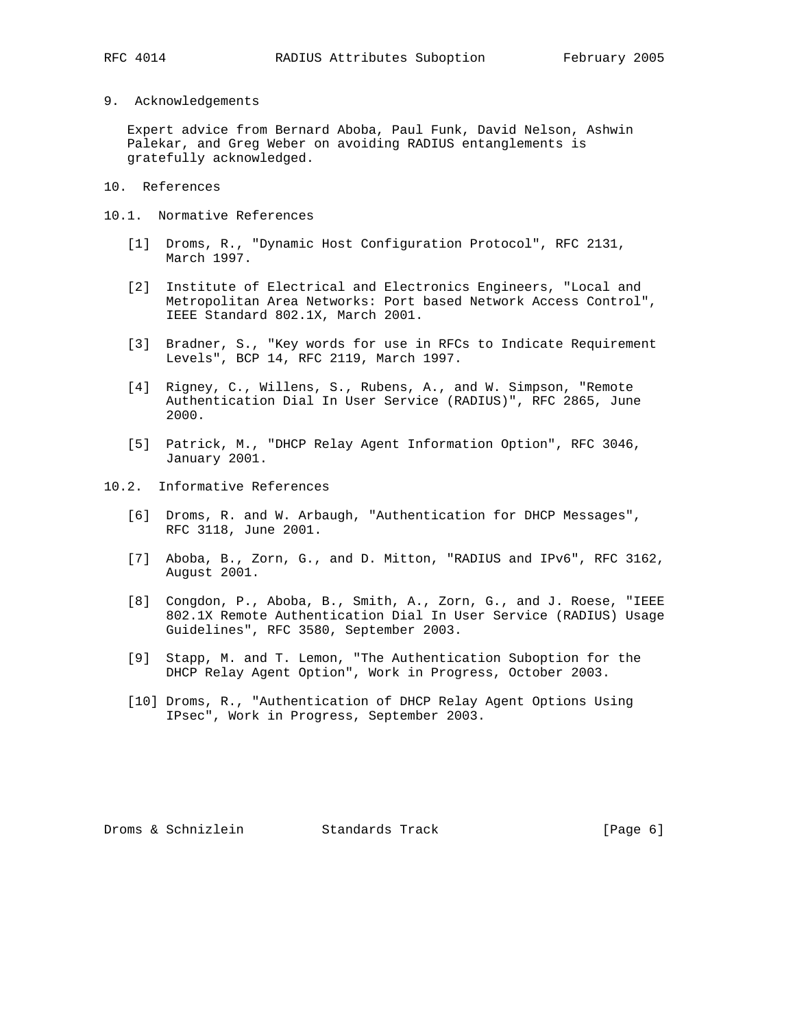## 9. Acknowledgements

Expert advice from Bernard Aboba, Paul Funk, David Nelson, Ashwin Palekar, and Greg Weber on avoiding RADIUS entanglements is gratefully acknowledged.

## 10. References

### 10.1. Normative References

[1] Droms, R., "Dynamic Host Configuration Protocol", RFC 2131, March 1997.

[2] Institute of Electrical and Electronics Engineers, "Local and Metropolitan Area Networks: Port based Network Access Control", IEEE Standard 802.1X, March 2001.

[3] Bradner, S., "Key words for use in RFCs to Indicate Requirement Levels", BCP 14, RFC 2119, March 1997.

[4] Rigney, C., Willens, S., Rubens, A., and W. Simpson, "Remote Authentication Dial In User Service (RADIUS)", RFC 2865, June 2000.

[5] Patrick, M., "DHCP Relay Agent Information Option", RFC 3046, January 2001.

### 10.2. Informative References

[6] Droms, R. and W. Arbaugh, "Authentication for DHCP Messages", RFC 3118, June 2001.

[7] Aboba, B., Zorn, G., and D. Mitton, "RADIUS and IPv6", RFC 3162, August 2001.

[8] Congdon, P., Aboba, B., Smith, A., Zorn, G., and J. Roese, "IEEE 802.1X Remote Authentication Dial In User Service (RADIUS) Usage Guidelines", RFC 3580, September 2003.

[9] Stapp, M. and T. Lemon, "The Authentication Suboption for the DHCP Relay Agent Option", Work in Progress, October 2003.

[10] Droms, R., "Authentication of DHCP Relay Agent Options Using IPsec", Work in Progress, September 2003.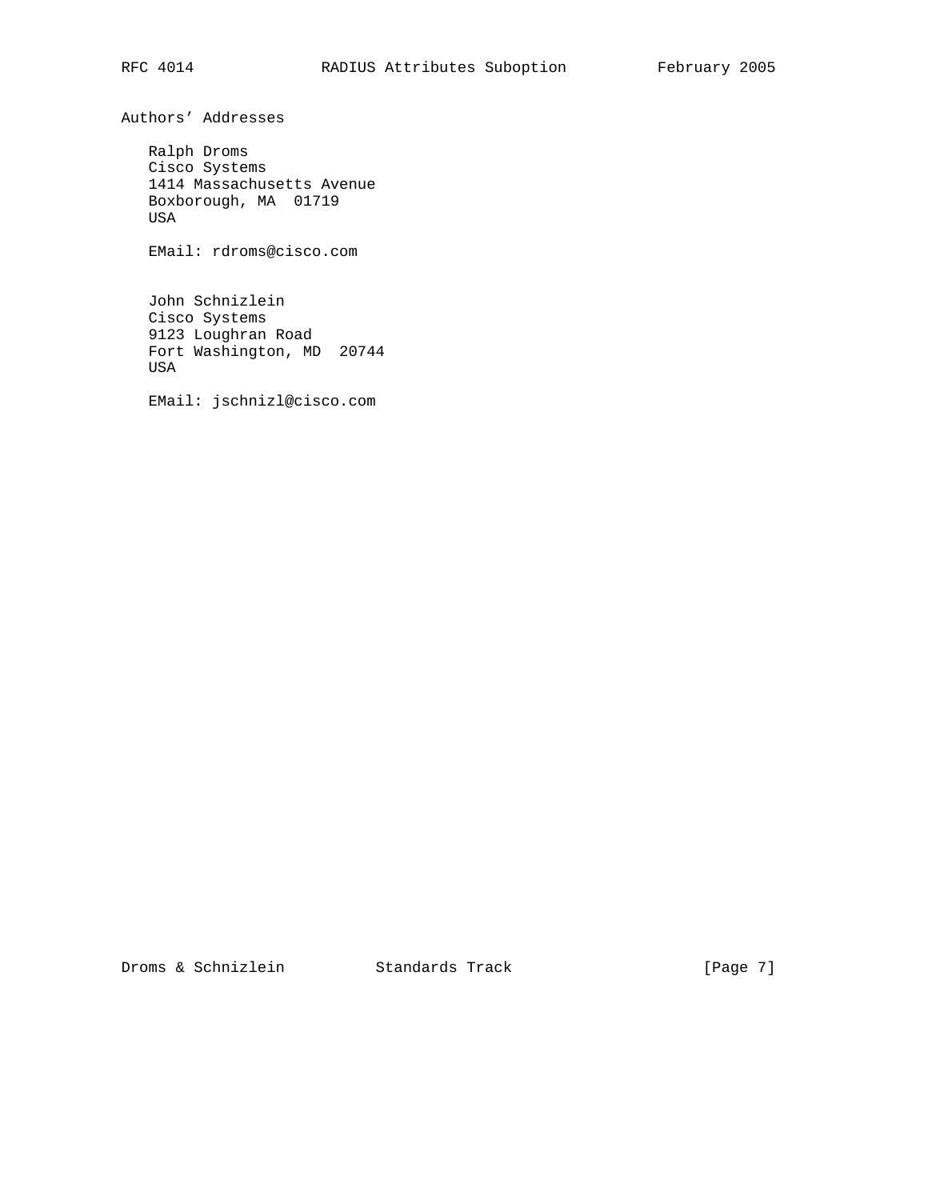## Authors' Addresses

Ralph Droms
Cisco Systems
1414 Massachusetts Avenue
Boxborough, MA 01719
USA

EMail: rdroms@cisco.com

John Schnizlein
Cisco Systems
9123 Loughran Road
Fort Washington, MD 20744
USA

EMail: jschnizl@cisco.com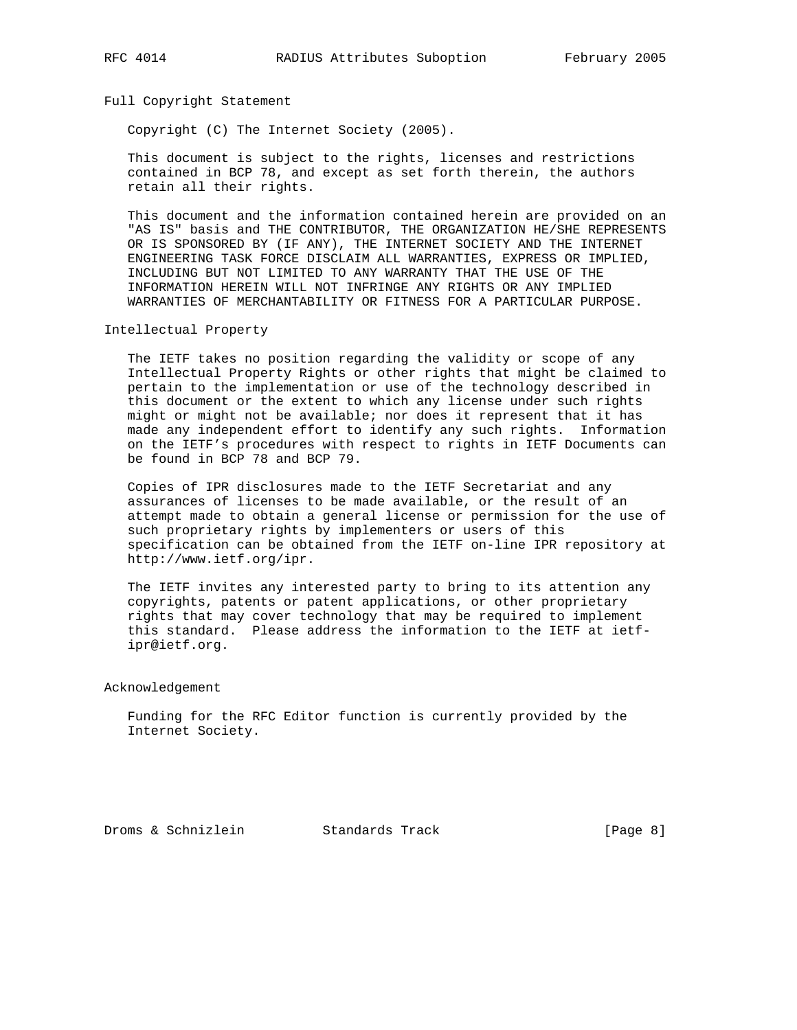## Full Copyright Statement

Copyright (C) The Internet Society (2005).

This document is subject to the rights, licenses and restrictions contained in BCP 78, and except as set forth therein, the authors retain all their rights.

This document and the information contained herein are provided on an "AS IS" basis and THE CONTRIBUTOR, THE ORGANIZATION HE/SHE REPRESENTS OR IS SPONSORED BY (IF ANY), THE INTERNET SOCIETY AND THE INTERNET ENGINEERING TASK FORCE DISCLAIM ALL WARRANTIES, EXPRESS OR IMPLIED, INCLUDING BUT NOT LIMITED TO ANY WARRANTY THAT THE USE OF THE INFORMATION HEREIN WILL NOT INFRINGE ANY RIGHTS OR ANY IMPLIED WARRANTIES OF MERCHANTABILITY OR FITNESS FOR A PARTICULAR PURPOSE.

## Intellectual Property

The IETF takes no position regarding the validity or scope of any Intellectual Property Rights or other rights that might be claimed to pertain to the implementation or use of the technology described in this document or the extent to which any license under such rights might or might not be available; nor does it represent that it has made any independent effort to identify any such rights. Information on the IETF's procedures with respect to rights in IETF Documents can be found in BCP 78 and BCP 79.

Copies of IPR disclosures made to the IETF Secretariat and any assurances of licenses to be made available, or the result of an attempt made to obtain a general license or permission for the use of such proprietary rights by implementers or users of this specification can be obtained from the IETF on-line IPR repository at http://www.ietf.org/ipr.

The IETF invites any interested party to bring to its attention any copyrights, patents or patent applications, or other proprietary rights that may cover technology that may be required to implement this standard. Please address the information to the IETF at ietf-ipr@ietf.org.

## Acknowledgement

Funding for the RFC Editor function is currently provided by the Internet Society.